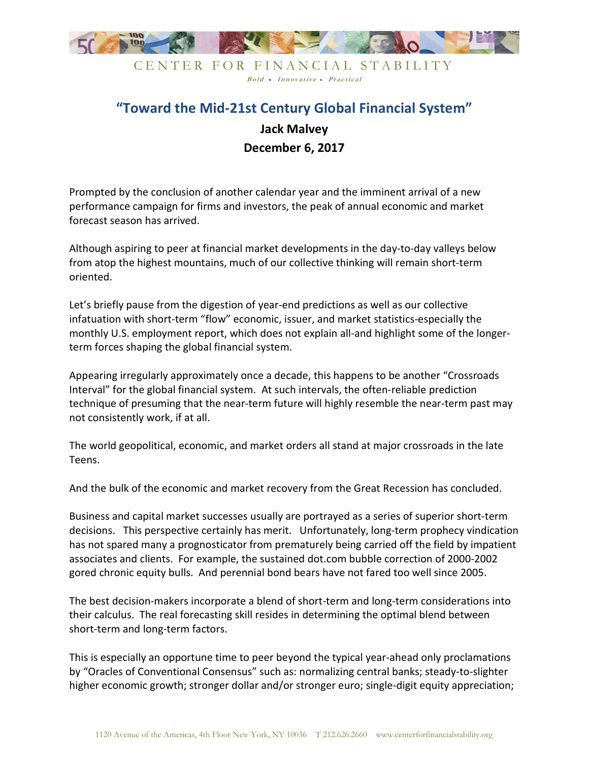CENTER FOR FINANCIAL STABILITY

*Bold • Innovative • Practical*

# "Toward the Mid-21st Century Global Financial System"

**Jack Malvey**

**December 6, 2017**

Prompted by the conclusion of another calendar year and the imminent arrival of a new performance campaign for firms and investors, the peak of annual economic and market forecast season has arrived.

Although aspiring to peer at financial market developments in the day-to-day valleys below from atop the highest mountains, much of our collective thinking will remain short-term oriented.

Let's briefly pause from the digestion of year-end predictions as well as our collective infatuation with short-term "flow" economic, issuer, and market statistics-especially the monthly U.S. employment report, which does not explain all-and highlight some of the longer-term forces shaping the global financial system.

Appearing irregularly approximately once a decade, this happens to be another "Crossroads Interval" for the global financial system. At such intervals, the often-reliable prediction technique of presuming that the near-term future will highly resemble the near-term past may not consistently work, if at all.

The world geopolitical, economic, and market orders all stand at major crossroads in the late Teens.

And the bulk of the economic and market recovery from the Great Recession has concluded.

Business and capital market successes usually are portrayed as a series of superior short-term decisions. This perspective certainly has merit. Unfortunately, long-term prophecy vindication has not spared many a prognosticator from prematurely being carried off the field by impatient associates and clients. For example, the sustained dot.com bubble correction of 2000-2002 gored chronic equity bulls. And perennial bond bears have not fared too well since 2005.

The best decision-makers incorporate a blend of short-term and long-term considerations into their calculus. The real forecasting skill resides in determining the optimal blend between short-term and long-term factors.

This is especially an opportune time to peer beyond the typical year-ahead only proclamations by "Oracles of Conventional Consensus" such as: normalizing central banks; steady-to-slighter higher economic growth; stronger dollar and/or stronger euro; single-digit equity appreciation;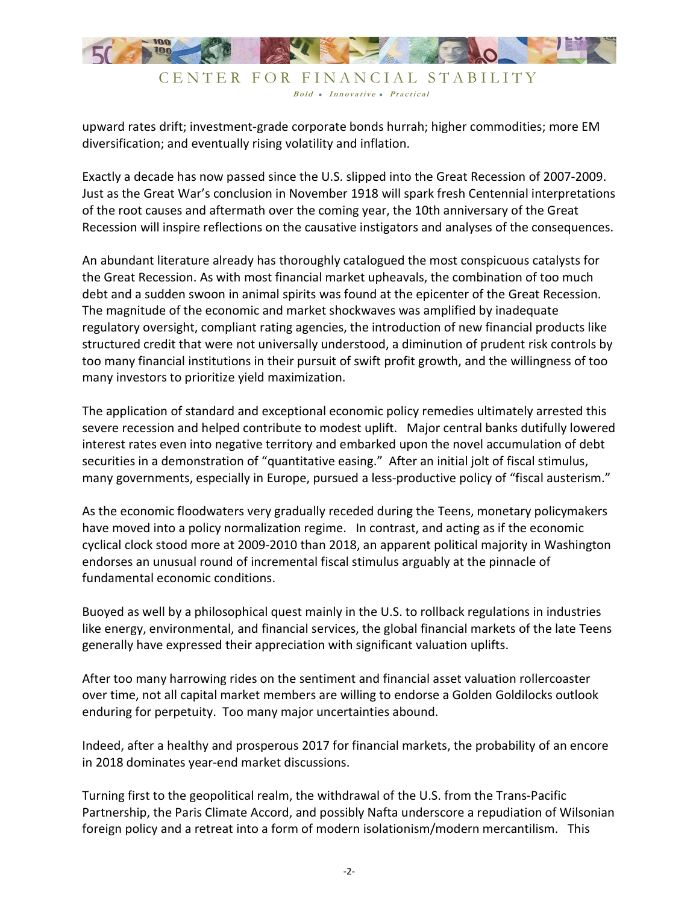upward rates drift; investment-grade corporate bonds hurrah; higher commodities; more EM diversification; and eventually rising volatility and inflation.

Exactly a decade has now passed since the U.S. slipped into the Great Recession of 2007-2009. Just as the Great War's conclusion in November 1918 will spark fresh Centennial interpretations of the root causes and aftermath over the coming year, the 10th anniversary of the Great Recession will inspire reflections on the causative instigators and analyses of the consequences.

An abundant literature already has thoroughly catalogued the most conspicuous catalysts for the Great Recession. As with most financial market upheavals, the combination of too much debt and a sudden swoon in animal spirits was found at the epicenter of the Great Recession. The magnitude of the economic and market shockwaves was amplified by inadequate regulatory oversight, compliant rating agencies, the introduction of new financial products like structured credit that were not universally understood, a diminution of prudent risk controls by too many financial institutions in their pursuit of swift profit growth, and the willingness of too many investors to prioritize yield maximization.

The application of standard and exceptional economic policy remedies ultimately arrested this severe recession and helped contribute to modest uplift. Major central banks dutifully lowered interest rates even into negative territory and embarked upon the novel accumulation of debt securities in a demonstration of "quantitative easing." After an initial jolt of fiscal stimulus, many governments, especially in Europe, pursued a less-productive policy of "fiscal austerism."

As the economic floodwaters very gradually receded during the Teens, monetary policymakers have moved into a policy normalization regime. In contrast, and acting as if the economic cyclical clock stood more at 2009-2010 than 2018, an apparent political majority in Washington endorses an unusual round of incremental fiscal stimulus arguably at the pinnacle of fundamental economic conditions.

Buoyed as well by a philosophical quest mainly in the U.S. to rollback regulations in industries like energy, environmental, and financial services, the global financial markets of the late Teens generally have expressed their appreciation with significant valuation uplifts.

After too many harrowing rides on the sentiment and financial asset valuation rollercoaster over time, not all capital market members are willing to endorse a Golden Goldilocks outlook enduring for perpetuity. Too many major uncertainties abound.

Indeed, after a healthy and prosperous 2017 for financial markets, the probability of an encore in 2018 dominates year-end market discussions.

Turning first to the geopolitical realm, the withdrawal of the U.S. from the Trans-Pacific Partnership, the Paris Climate Accord, and possibly Nafta underscore a repudiation of Wilsonian foreign policy and a retreat into a form of modern isolationism/modern mercantilism. This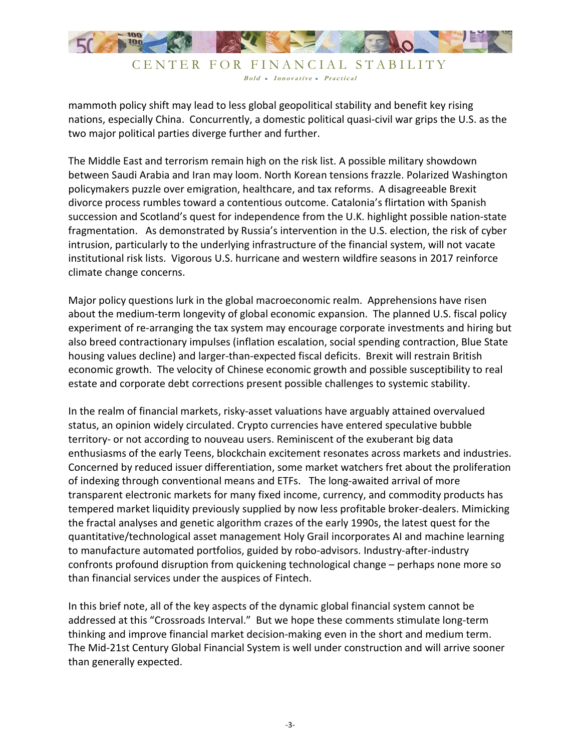mammoth policy shift may lead to less global geopolitical stability and benefit key rising nations, especially China. Concurrently, a domestic political quasi-civil war grips the U.S. as the two major political parties diverge further and further.

The Middle East and terrorism remain high on the risk list. A possible military showdown between Saudi Arabia and Iran may loom. North Korean tensions frazzle. Polarized Washington policymakers puzzle over emigration, healthcare, and tax reforms. A disagreeable Brexit divorce process rumbles toward a contentious outcome. Catalonia's flirtation with Spanish succession and Scotland's quest for independence from the U.K. highlight possible nation-state fragmentation. As demonstrated by Russia's intervention in the U.S. election, the risk of cyber intrusion, particularly to the underlying infrastructure of the financial system, will not vacate institutional risk lists. Vigorous U.S. hurricane and western wildfire seasons in 2017 reinforce climate change concerns.

Major policy questions lurk in the global macroeconomic realm. Apprehensions have risen about the medium-term longevity of global economic expansion. The planned U.S. fiscal policy experiment of re-arranging the tax system may encourage corporate investments and hiring but also breed contractionary impulses (inflation escalation, social spending contraction, Blue State housing values decline) and larger-than-expected fiscal deficits. Brexit will restrain British economic growth. The velocity of Chinese economic growth and possible susceptibility to real estate and corporate debt corrections present possible challenges to systemic stability.

In the realm of financial markets, risky-asset valuations have arguably attained overvalued status, an opinion widely circulated. Crypto currencies have entered speculative bubble territory- or not according to nouveau users. Reminiscent of the exuberant big data enthusiasms of the early Teens, blockchain excitement resonates across markets and industries. Concerned by reduced issuer differentiation, some market watchers fret about the proliferation of indexing through conventional means and ETFs. The long-awaited arrival of more transparent electronic markets for many fixed income, currency, and commodity products has tempered market liquidity previously supplied by now less profitable broker-dealers. Mimicking the fractal analyses and genetic algorithm crazes of the early 1990s, the latest quest for the quantitative/technological asset management Holy Grail incorporates AI and machine learning to manufacture automated portfolios, guided by robo-advisors. Industry-after-industry confronts profound disruption from quickening technological change – perhaps none more so than financial services under the auspices of Fintech.

In this brief note, all of the key aspects of the dynamic global financial system cannot be addressed at this "Crossroads Interval." But we hope these comments stimulate long-term thinking and improve financial market decision-making even in the short and medium term. The Mid-21st Century Global Financial System is well under construction and will arrive sooner than generally expected.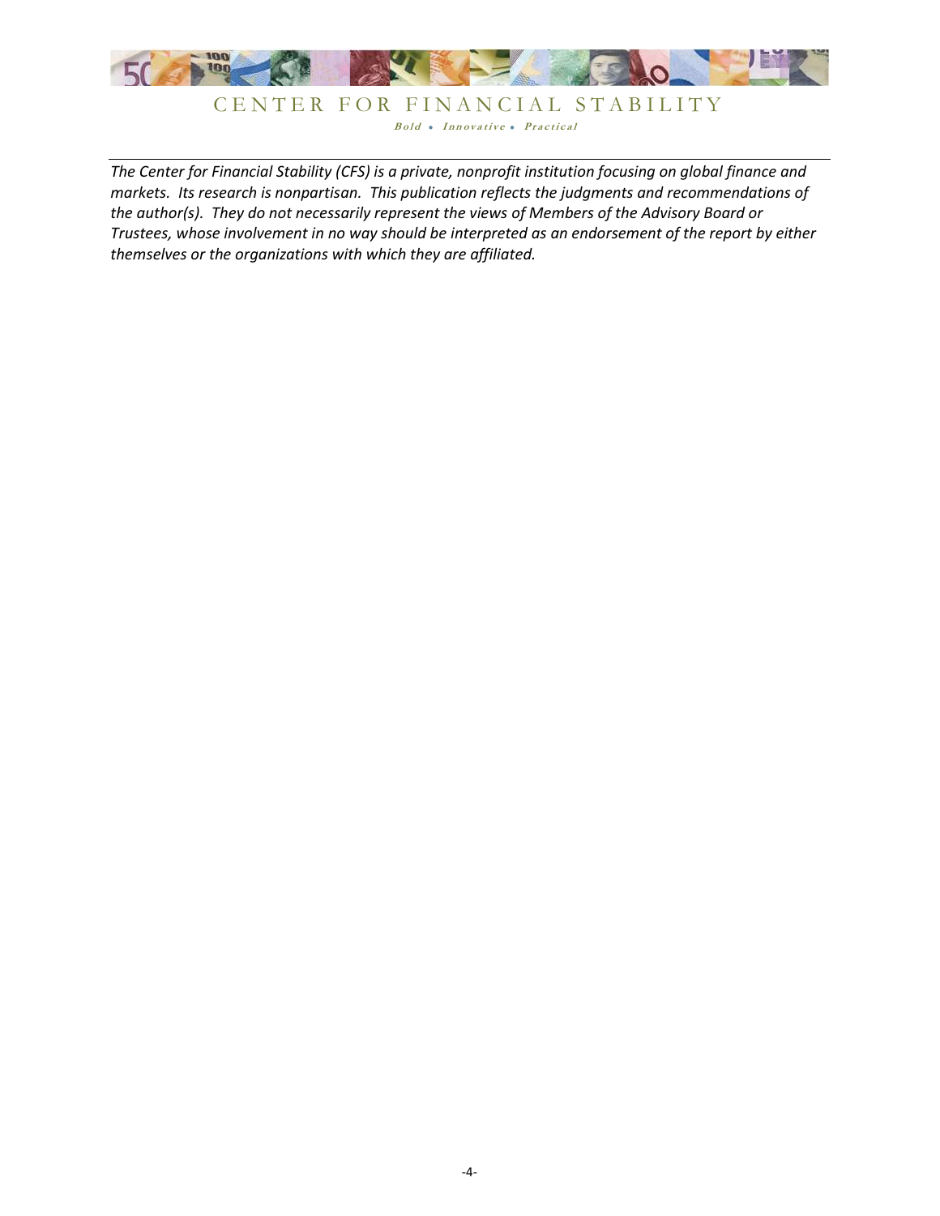CENTER FOR FINANCIAL STABILITY

**Bold • Innovative • Practical**

---

*The Center for Financial Stability (CFS) is a private, nonprofit institution focusing on global finance and markets. Its research is nonpartisan. This publication reflects the judgments and recommendations of the author(s). They do not necessarily represent the views of Members of the Advisory Board or Trustees, whose involvement in no way should be interpreted as an endorsement of the report by either themselves or the organizations with which they are affiliated.*